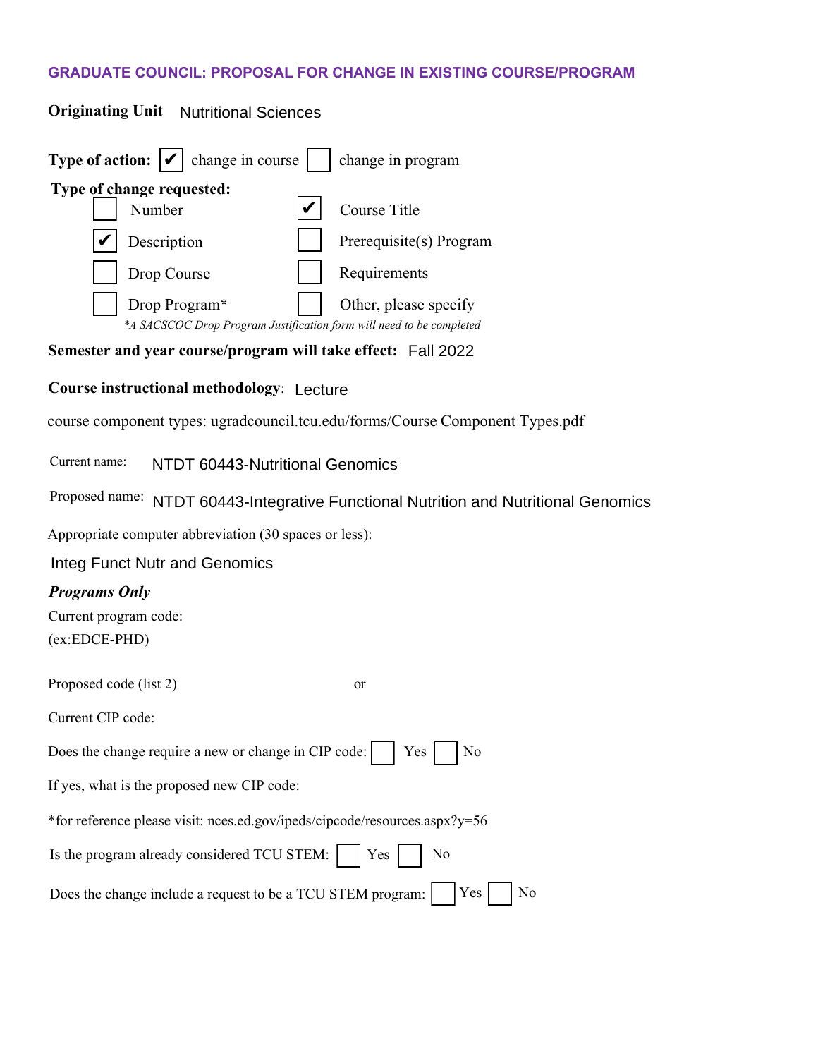## GRADUATE COUNCIL: PROPOSAL FOR CHANGE IN EXISTING COURSE/PROGRAM

**Originating Unit** Nutritional Sciences

**Type of action:** [✔] change in course [ ] change in program

**Type of change requested:**

| | | | |
|---|---|---|---|
| [ ] | Number | [✔] | Course Title |
| [✔] | Description | [ ] | Prerequisite(s) Program |
| [ ] | Drop Course | [ ] | Requirements |
| [ ] | Drop Program* | [ ] | Other, please specify |

*\*A SACSCOC Drop Program Justification form will need to be completed*

**Semester and year course/program will take effect:** Fall 2022

**Course instructional methodology**: Lecture

course component types: ugradcouncil.tcu.edu/forms/Course Component Types.pdf

Current name: NTDT 60443-Nutritional Genomics

Proposed name: NTDT 60443-Integrative Functional Nutrition and Nutritional Genomics

Appropriate computer abbreviation (30 spaces or less):

Integ Funct Nutr and Genomics

***Programs Only***

Current program code:
(ex:EDCE-PHD)

Proposed code (list 2) or

Current CIP code:

Does the change require a new or change in CIP code: [ ] Yes [ ] No

If yes, what is the proposed new CIP code:

*for reference please visit: nces.ed.gov/ipeds/cipcode/resources.aspx?y=56

Is the program already considered TCU STEM: [ ] Yes [ ] No

Does the change include a request to be a TCU STEM program: [ ] Yes [ ] No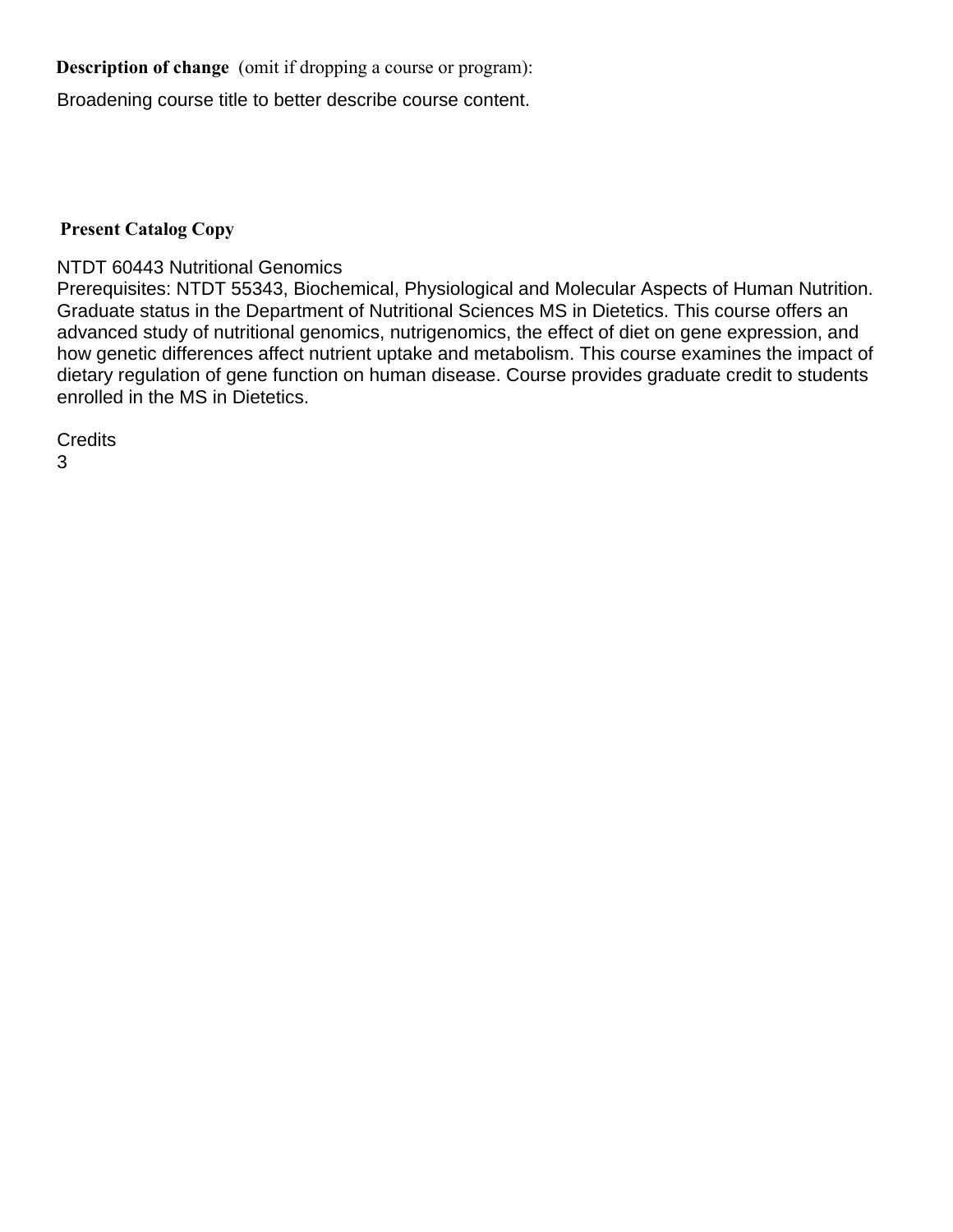**Description of change** (omit if dropping a course or program):

Broadening course title to better describe course content.

**Present Catalog Copy**

NTDT 60443 Nutritional Genomics
Prerequisites: NTDT 55343, Biochemical, Physiological and Molecular Aspects of Human Nutrition. Graduate status in the Department of Nutritional Sciences MS in Dietetics. This course offers an advanced study of nutritional genomics, nutrigenomics, the effect of diet on gene expression, and how genetic differences affect nutrient uptake and metabolism. This course examines the impact of dietary regulation of gene function on human disease. Course provides graduate credit to students enrolled in the MS in Dietetics.

Credits
3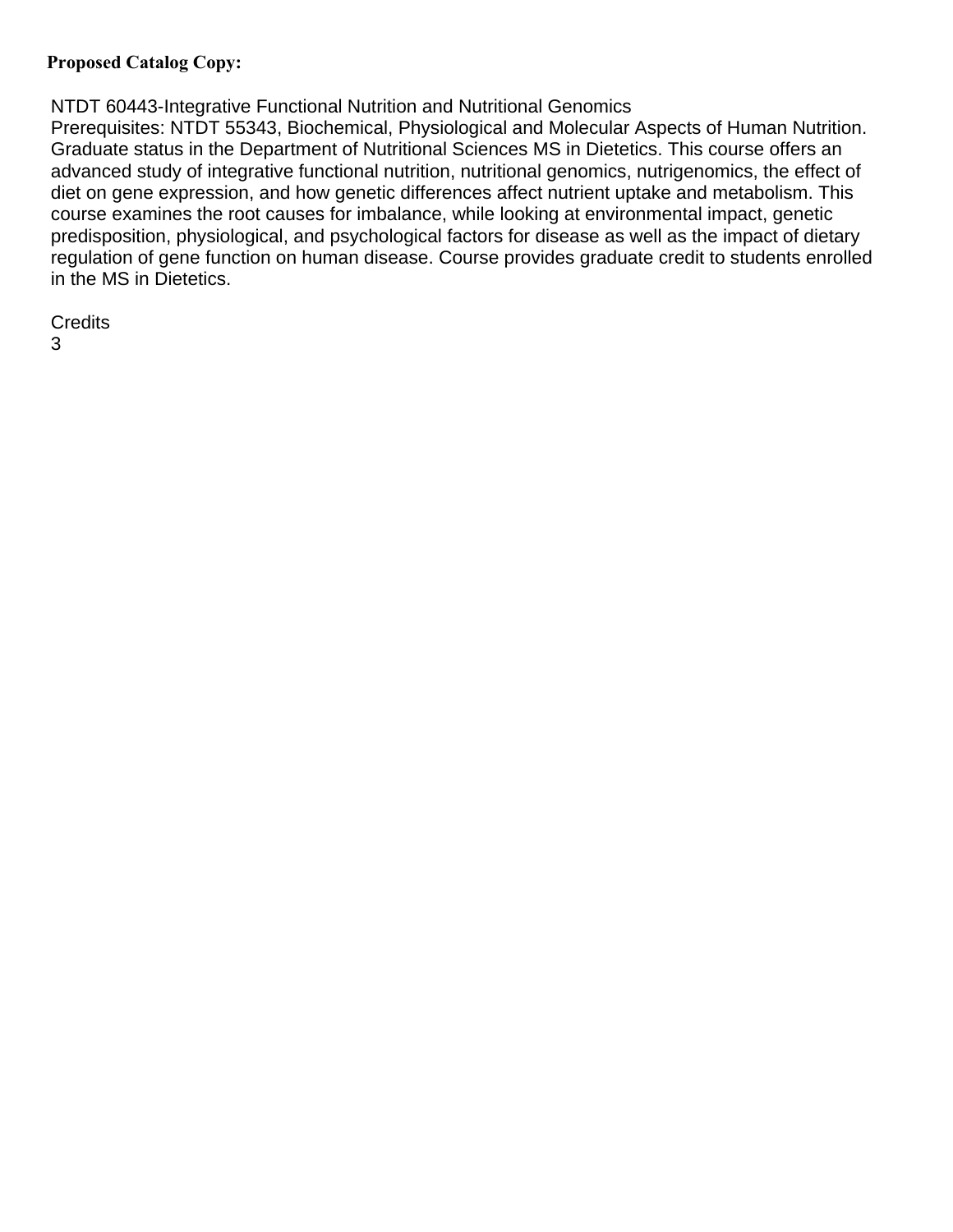**Proposed Catalog Copy:**

NTDT 60443-Integrative Functional Nutrition and Nutritional Genomics
Prerequisites: NTDT 55343, Biochemical, Physiological and Molecular Aspects of Human Nutrition. Graduate status in the Department of Nutritional Sciences MS in Dietetics. This course offers an advanced study of integrative functional nutrition, nutritional genomics, nutrigenomics, the effect of diet on gene expression, and how genetic differences affect nutrient uptake and metabolism. This course examines the root causes for imbalance, while looking at environmental impact, genetic predisposition, physiological, and psychological factors for disease as well as the impact of dietary regulation of gene function on human disease. Course provides graduate credit to students enrolled in the MS in Dietetics.

Credits
3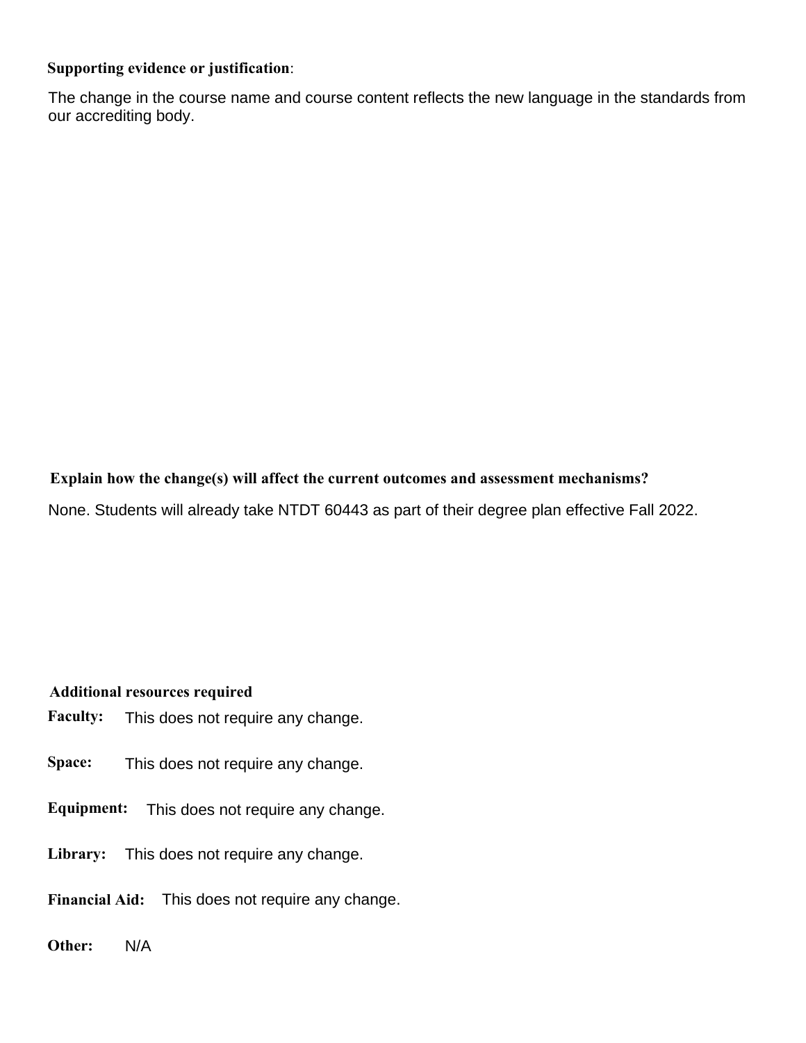**Supporting evidence or justification**:

The change in the course name and course content reflects the new language in the standards from our accrediting body.

**Explain how the change(s) will affect the current outcomes and assessment mechanisms?**

None. Students will already take NTDT 60443 as part of their degree plan effective Fall 2022.

**Additional resources required**

**Faculty:** This does not require any change.

**Space:** This does not require any change.

**Equipment:** This does not require any change.

**Library:** This does not require any change.

**Financial Aid:** This does not require any change.

**Other:** N/A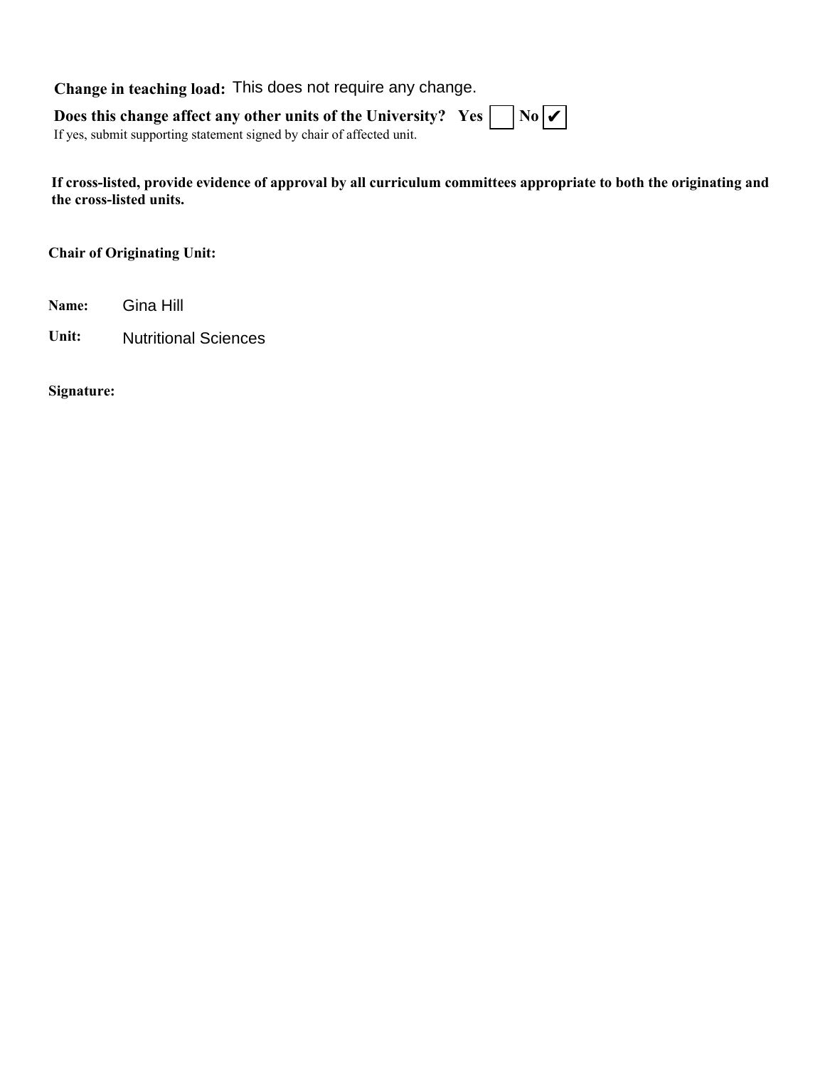**Change in teaching load:** This does not require any change.

**Does this change affect any other units of the University?** **Yes** ☐ **No** ☑

If yes, submit supporting statement signed by chair of affected unit.

**If cross-listed, provide evidence of approval by all curriculum committees appropriate to both the originating and the cross-listed units.**

**Chair of Originating Unit:**

**Name:** Gina Hill

**Unit:** Nutritional Sciences

**Signature:**